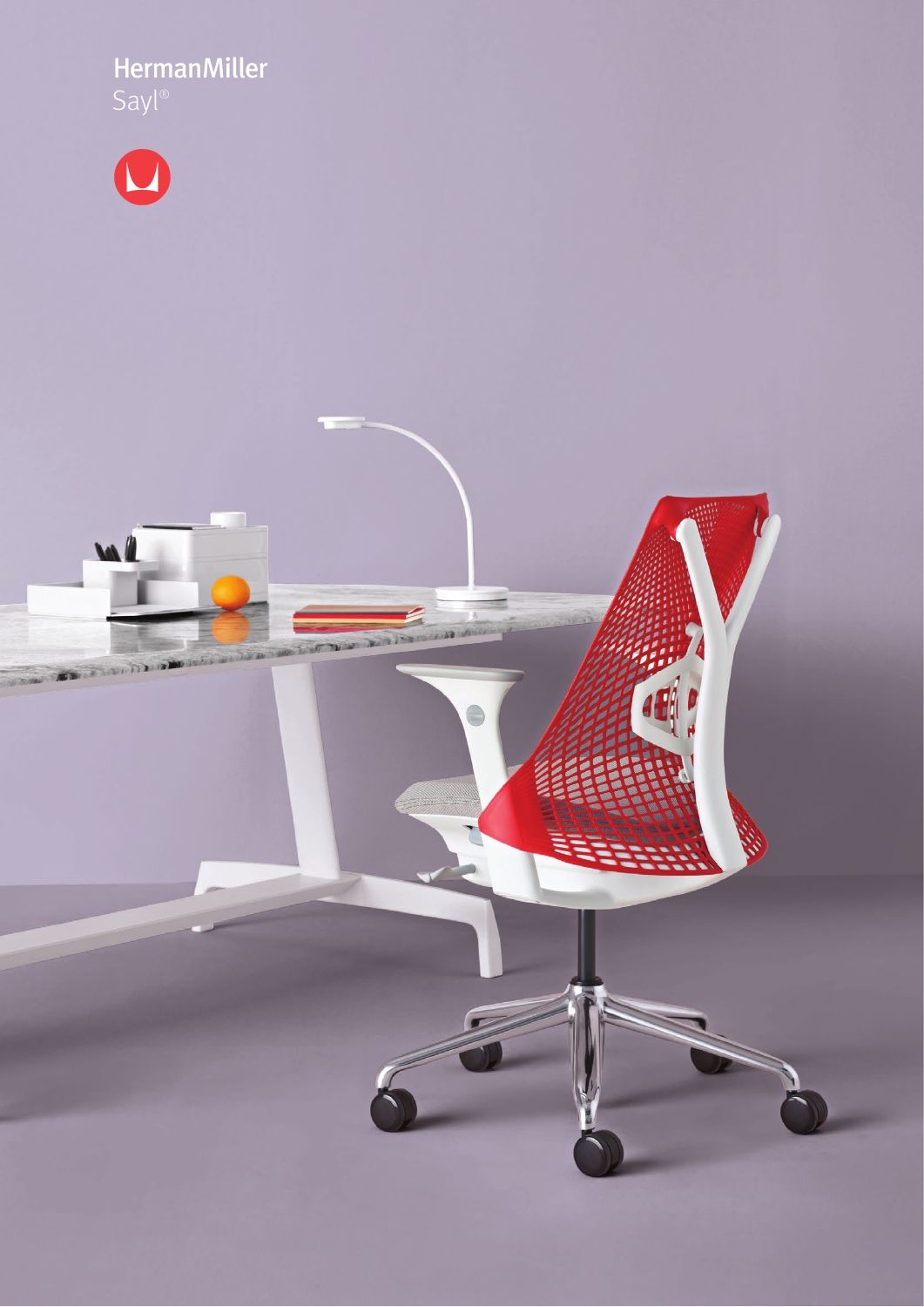HermanMiller

Sayl®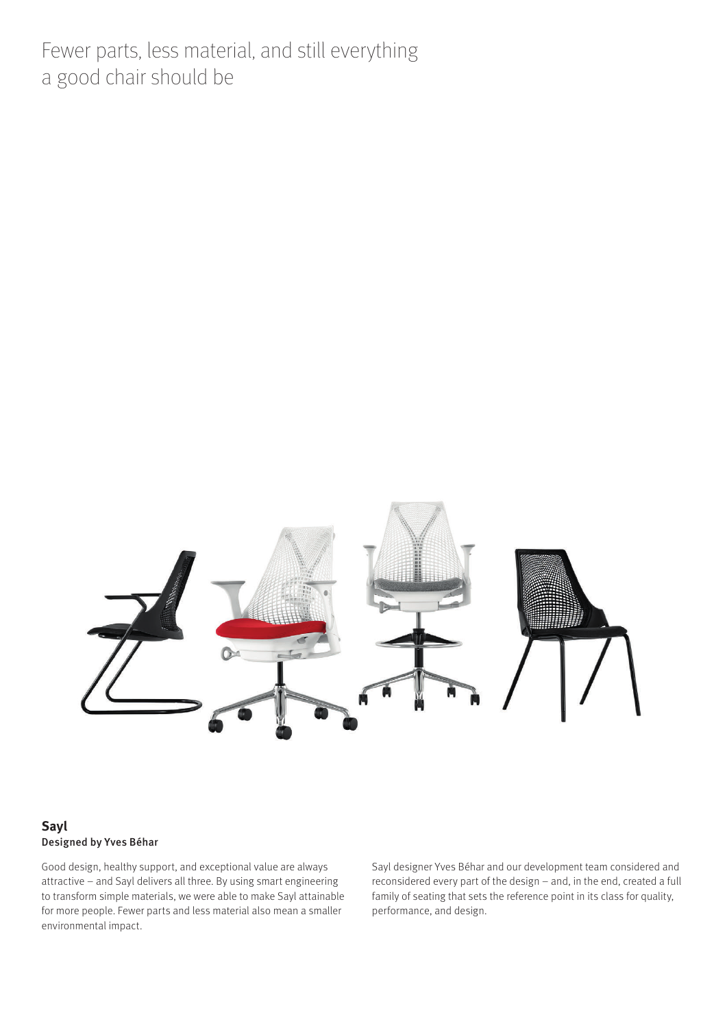# Fewer parts, less material, and still everything a good chair should be

## Sayl

**Designed by Yves Béhar**

Good design, healthy support, and exceptional value are always attractive – and Sayl delivers all three. By using smart engineering to transform simple materials, we were able to make Sayl attainable for more people. Fewer parts and less material also mean a smaller environmental impact.

Sayl designer Yves Béhar and our development team considered and reconsidered every part of the design – and, in the end, created a full family of seating that sets the reference point in its class for quality, performance, and design.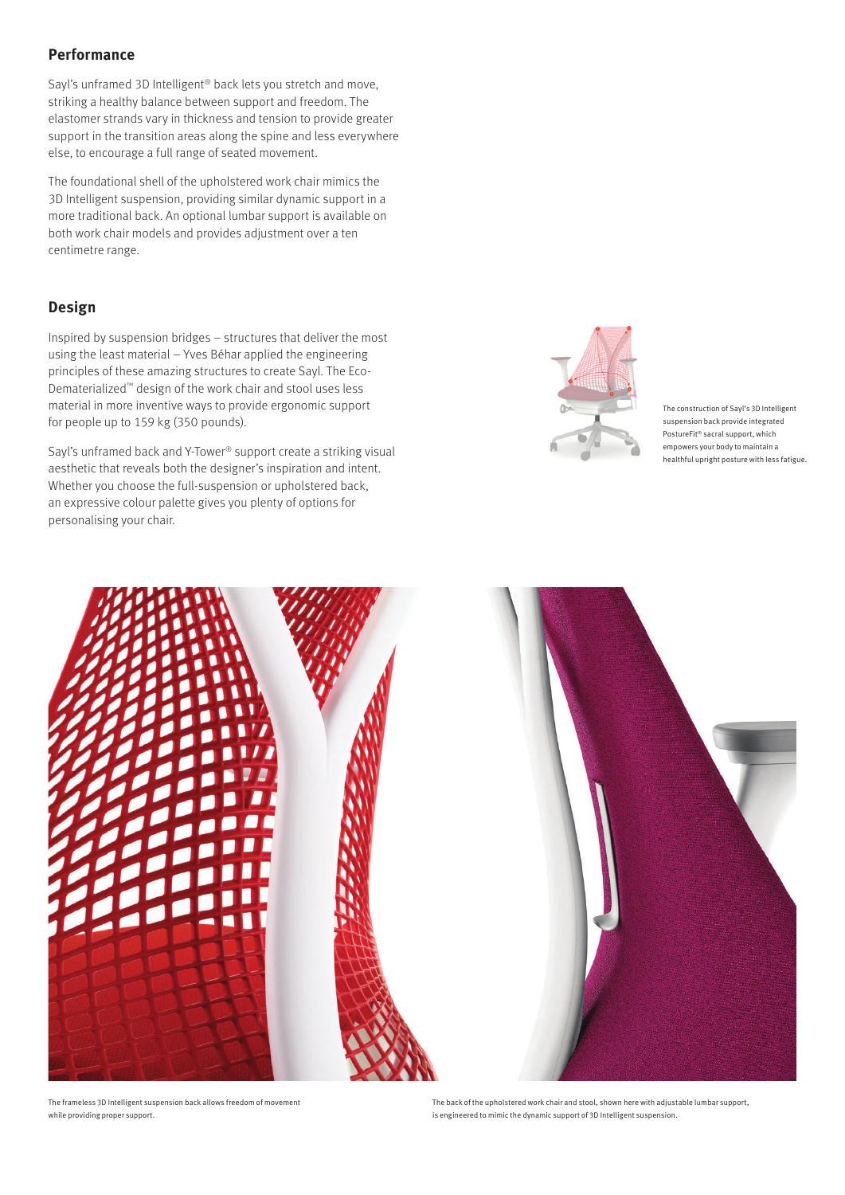## Performance

Sayl's unframed 3D Intelligent® back lets you stretch and move, striking a healthy balance between support and freedom. The elastomer strands vary in thickness and tension to provide greater support in the transition areas along the spine and less everywhere else, to encourage a full range of seated movement.

The foundational shell of the upholstered work chair mimics the 3D Intelligent suspension, providing similar dynamic support in a more traditional back. An optional lumbar support is available on both work chair models and provides adjustment over a ten centimetre range.

## Design

Inspired by suspension bridges – structures that deliver the most using the least material – Yves Béhar applied the engineering principles of these amazing structures to create Sayl. The Eco-Dematerialized™ design of the work chair and stool uses less material in more inventive ways to provide ergonomic support for people up to 159 kg (350 pounds).

Sayl's unframed back and Y-Tower® support create a striking visual aesthetic that reveals both the designer's inspiration and intent. Whether you choose the full-suspension or upholstered back, an expressive colour palette gives you plenty of options for personalising your chair.

The construction of Sayl's 3D Intelligent suspension back provide integrated PostureFit® sacral support, which empowers your body to maintain a healthful upright posture with less fatigue.

The frameless 3D Intelligent suspension back allows freedom of movement while providing proper support.

The back of the upholstered work chair and stool, shown here with adjustable lumbar support, is engineered to mimic the dynamic support of 3D Intelligent suspension.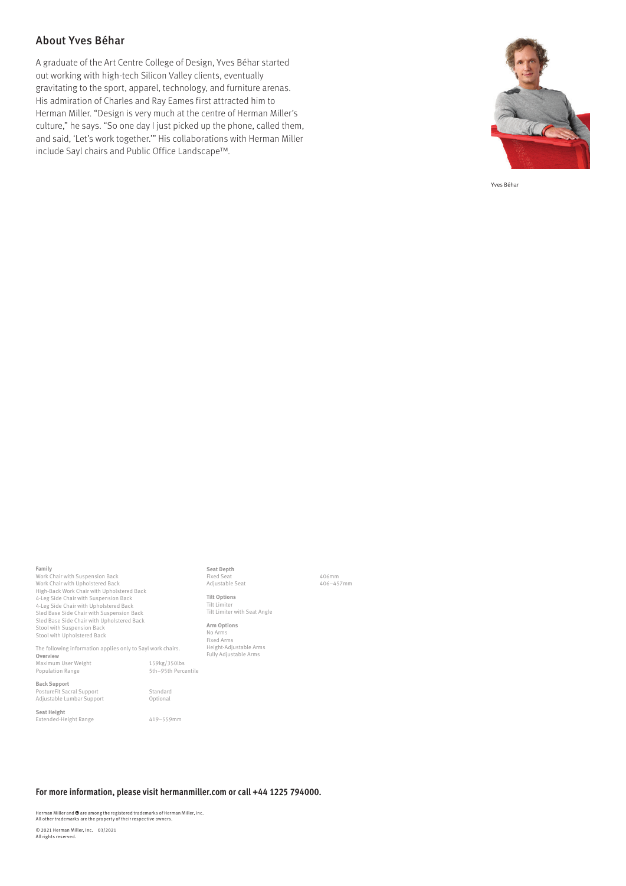## About Yves Béhar

A graduate of the Art Centre College of Design, Yves Béhar started out working with high-tech Silicon Valley clients, eventually gravitating to the sport, apparel, technology, and furniture arenas. His admiration of Charles and Ray Eames first attracted him to Herman Miller. "Design is very much at the centre of Herman Miller's culture," he says. "So one day I just picked up the phone, called them, and said, 'Let's work together.'" His collaborations with Herman Miller include Sayl chairs and Public Office Landscape™.

Yves Béhar

**Family**

Work Chair with Suspension Back
Work Chair with Upholstered Back
High-Back Work Chair with Upholstered Back
4-Leg Side Chair with Suspension Back
4-Leg Side Chair with Upholstered Back
Sled Base Side Chair with Suspension Back
Sled Base Side Chair with Upholstered Back
Stool with Suspension Back
Stool with Upholstered Back

The following information applies only to Sayl work chairs.

| | |
|---|---|
| **Overview** | |
| Maximum User Weight | 159kg/350lbs |
| Population Range | 5th–95th Percentile |
| **Back Support** | |
| PostureFit Sacral Support | Standard |
| Adjustable Lumbar Support | Optional |
| **Seat Height** | |
| Extended-Height Range | 419–559mm |
| **Seat Depth** | |
| Fixed Seat | 406mm |
| Adjustable Seat | 406–457mm |

**Tilt Options**

Tilt Limiter
Tilt Limiter with Seat Angle

**Arm Options**

No Arms
Fixed Arms
Height-Adjustable Arms
Fully Adjustable Arms

**For more information, please visit hermanmiller.com or call +44 1225 794000.**

Herman Miller and ⓗ are among the registered trademarks of Herman Miller, Inc.
All other trademarks are the property of their respective owners.

© 2021 Herman Miller, Inc. 03/2021
All rights reserved.